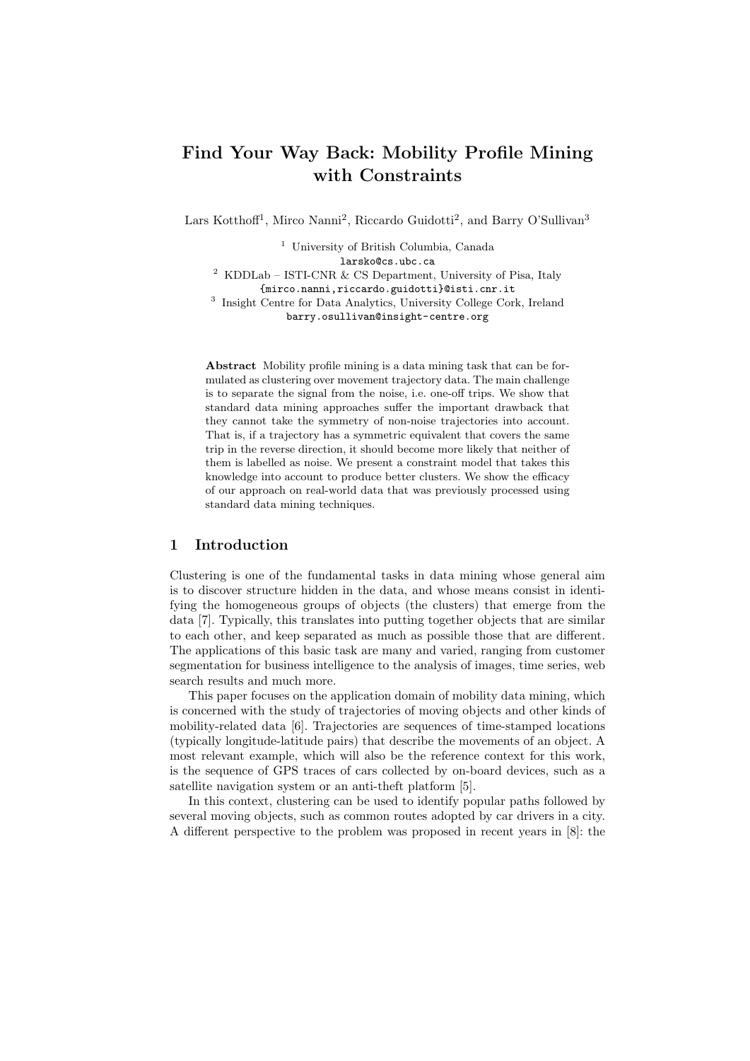# Find Your Way Back: Mobility Profile Mining with Constraints

Lars Kotthoff[1], Mirco Nanni[2], Riccardo Guidotti[2], and Barry O'Sullivan[3]

[1] University of British Columbia, Canada
larsko@cs.ubc.ca

[2] KDDLab – ISTI-CNR & CS Department, University of Pisa, Italy
{mirco.nanni,riccardo.guidotti}@isti.cnr.it

[3] Insight Centre for Data Analytics, University College Cork, Ireland
barry.osullivan@insight-centre.org

**Abstract** Mobility profile mining is a data mining task that can be formulated as clustering over movement trajectory data. The main challenge is to separate the signal from the noise, i.e. one-off trips. We show that standard data mining approaches suffer the important drawback that they cannot take the symmetry of non-noise trajectories into account. That is, if a trajectory has a symmetric equivalent that covers the same trip in the reverse direction, it should become more likely that neither of them is labelled as noise. We present a constraint model that takes this knowledge into account to produce better clusters. We show the efficacy of our approach on real-world data that was previously processed using standard data mining techniques.

## 1 Introduction

Clustering is one of the fundamental tasks in data mining whose general aim is to discover structure hidden in the data, and whose means consist in identifying the homogeneous groups of objects (the clusters) that emerge from the data [7]. Typically, this translates into putting together objects that are similar to each other, and keep separated as much as possible those that are different. The applications of this basic task are many and varied, ranging from customer segmentation for business intelligence to the analysis of images, time series, web search results and much more.

This paper focuses on the application domain of mobility data mining, which is concerned with the study of trajectories of moving objects and other kinds of mobility-related data [6]. Trajectories are sequences of time-stamped locations (typically longitude-latitude pairs) that describe the movements of an object. A most relevant example, which will also be the reference context for this work, is the sequence of GPS traces of cars collected by on-board devices, such as a satellite navigation system or an anti-theft platform [5].

In this context, clustering can be used to identify popular paths followed by several moving objects, such as common routes adopted by car drivers in a city. A different perspective to the problem was proposed in recent years in [8]: the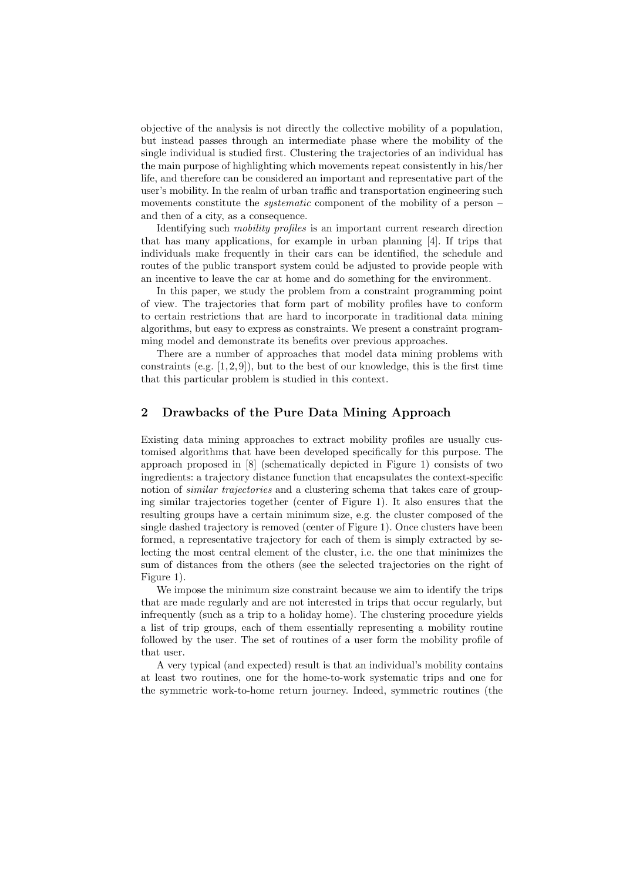objective of the analysis is not directly the collective mobility of a population, but instead passes through an intermediate phase where the mobility of the single individual is studied first. Clustering the trajectories of an individual has the main purpose of highlighting which movements repeat consistently in his/her life, and therefore can be considered an important and representative part of the user's mobility. In the realm of urban traffic and transportation engineering such movements constitute the *systematic* component of the mobility of a person – and then of a city, as a consequence.

Identifying such *mobility profiles* is an important current research direction that has many applications, for example in urban planning [4]. If trips that individuals make frequently in their cars can be identified, the schedule and routes of the public transport system could be adjusted to provide people with an incentive to leave the car at home and do something for the environment.

In this paper, we study the problem from a constraint programming point of view. The trajectories that form part of mobility profiles have to conform to certain restrictions that are hard to incorporate in traditional data mining algorithms, but easy to express as constraints. We present a constraint programming model and demonstrate its benefits over previous approaches.

There are a number of approaches that model data mining problems with constraints (e.g. [1, 2, 9]), but to the best of our knowledge, this is the first time that this particular problem is studied in this context.

## 2 Drawbacks of the Pure Data Mining Approach

Existing data mining approaches to extract mobility profiles are usually customised algorithms that have been developed specifically for this purpose. The approach proposed in [8] (schematically depicted in Figure 1) consists of two ingredients: a trajectory distance function that encapsulates the context-specific notion of *similar trajectories* and a clustering schema that takes care of grouping similar trajectories together (center of Figure 1). It also ensures that the resulting groups have a certain minimum size, e.g. the cluster composed of the single dashed trajectory is removed (center of Figure 1). Once clusters have been formed, a representative trajectory for each of them is simply extracted by selecting the most central element of the cluster, i.e. the one that minimizes the sum of distances from the others (see the selected trajectories on the right of Figure 1).

We impose the minimum size constraint because we aim to identify the trips that are made regularly and are not interested in trips that occur regularly, but infrequently (such as a trip to a holiday home). The clustering procedure yields a list of trip groups, each of them essentially representing a mobility routine followed by the user. The set of routines of a user form the mobility profile of that user.

A very typical (and expected) result is that an individual's mobility contains at least two routines, one for the home-to-work systematic trips and one for the symmetric work-to-home return journey. Indeed, symmetric routines (the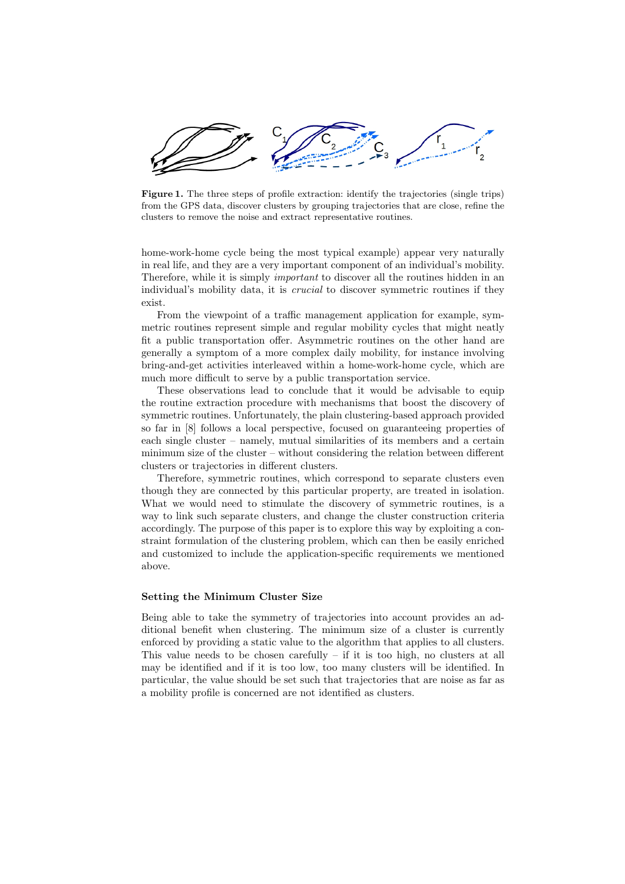$C_1$ $C_2$ $C_3$ $r_1$ $r_2$

**Figure 1.** The three steps of profile extraction: identify the trajectories (single trips) from the GPS data, discover clusters by grouping trajectories that are close, refine the clusters to remove the noise and extract representative routines.

home-work-home cycle being the most typical example) appear very naturally in real life, and they are a very important component of an individual's mobility. Therefore, while it is simply *important* to discover all the routines hidden in an individual's mobility data, it is *crucial* to discover symmetric routines if they exist.

From the viewpoint of a traffic management application for example, symmetric routines represent simple and regular mobility cycles that might neatly fit a public transportation offer. Asymmetric routines on the other hand are generally a symptom of a more complex daily mobility, for instance involving bring-and-get activities interleaved within a home-work-home cycle, which are much more difficult to serve by a public transportation service.

These observations lead to conclude that it would be advisable to equip the routine extraction procedure with mechanisms that boost the discovery of symmetric routines. Unfortunately, the plain clustering-based approach provided so far in [8] follows a local perspective, focused on guaranteeing properties of each single cluster – namely, mutual similarities of its members and a certain minimum size of the cluster – without considering the relation between different clusters or trajectories in different clusters.

Therefore, symmetric routines, which correspond to separate clusters even though they are connected by this particular property, are treated in isolation. What we would need to stimulate the discovery of symmetric routines, is a way to link such separate clusters, and change the cluster construction criteria accordingly. The purpose of this paper is to explore this way by exploiting a constraint formulation of the clustering problem, which can then be easily enriched and customized to include the application-specific requirements we mentioned above.

### Setting the Minimum Cluster Size

Being able to take the symmetry of trajectories into account provides an additional benefit when clustering. The minimum size of a cluster is currently enforced by providing a static value to the algorithm that applies to all clusters. This value needs to be chosen carefully – if it is too high, no clusters at all may be identified and if it is too low, too many clusters will be identified. In particular, the value should be set such that trajectories that are noise as far as a mobility profile is concerned are not identified as clusters.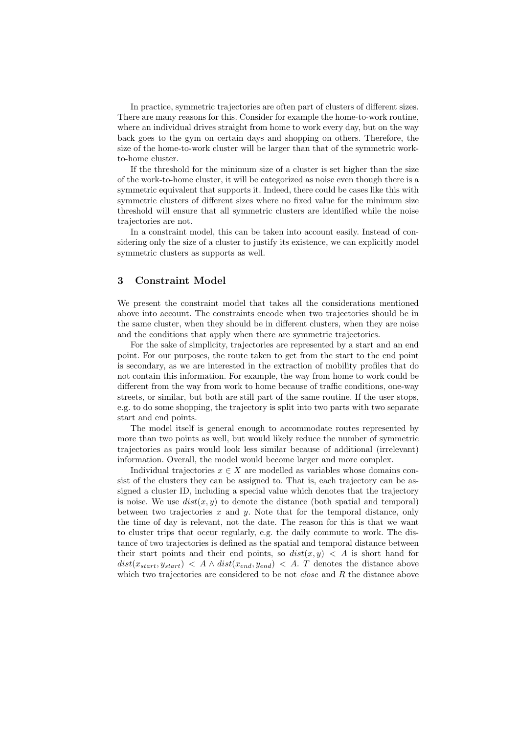In practice, symmetric trajectories are often part of clusters of different sizes. There are many reasons for this. Consider for example the home-to-work routine, where an individual drives straight from home to work every day, but on the way back goes to the gym on certain days and shopping on others. Therefore, the size of the home-to-work cluster will be larger than that of the symmetric work-to-home cluster.

If the threshold for the minimum size of a cluster is set higher than the size of the work-to-home cluster, it will be categorized as noise even though there is a symmetric equivalent that supports it. Indeed, there could be cases like this with symmetric clusters of different sizes where no fixed value for the minimum size threshold will ensure that all symmetric clusters are identified while the noise trajectories are not.

In a constraint model, this can be taken into account easily. Instead of considering only the size of a cluster to justify its existence, we can explicitly model symmetric clusters as supports as well.

## 3 Constraint Model

We present the constraint model that takes all the considerations mentioned above into account. The constraints encode when two trajectories should be in the same cluster, when they should be in different clusters, when they are noise and the conditions that apply when there are symmetric trajectories.

For the sake of simplicity, trajectories are represented by a start and an end point. For our purposes, the route taken to get from the start to the end point is secondary, as we are interested in the extraction of mobility profiles that do not contain this information. For example, the way from home to work could be different from the way from work to home because of traffic conditions, one-way streets, or similar, but both are still part of the same routine. If the user stops, e.g. to do some shopping, the trajectory is split into two parts with two separate start and end points.

The model itself is general enough to accommodate routes represented by more than two points as well, but would likely reduce the number of symmetric trajectories as pairs would look less similar because of additional (irrelevant) information. Overall, the model would become larger and more complex.

Individual trajectories $x \in X$ are modelled as variables whose domains consist of the clusters they can be assigned to. That is, each trajectory can be assigned a cluster ID, including a special value which denotes that the trajectory is noise. We use $dist(x, y)$ to denote the distance (both spatial and temporal) between two trajectories $x$ and $y$. Note that for the temporal distance, only the time of day is relevant, not the date. The reason for this is that we want to cluster trips that occur regularly, e.g. the daily commute to work. The distance of two trajectories is defined as the spatial and temporal distance between their start points and their end points, so $dist(x, y) < A$ is short hand for $dist(x_{start}, y_{start}) < A \wedge dist(x_{end}, y_{end}) < A$. $T$ denotes the distance above which two trajectories are considered to be not *close* and $R$ the distance above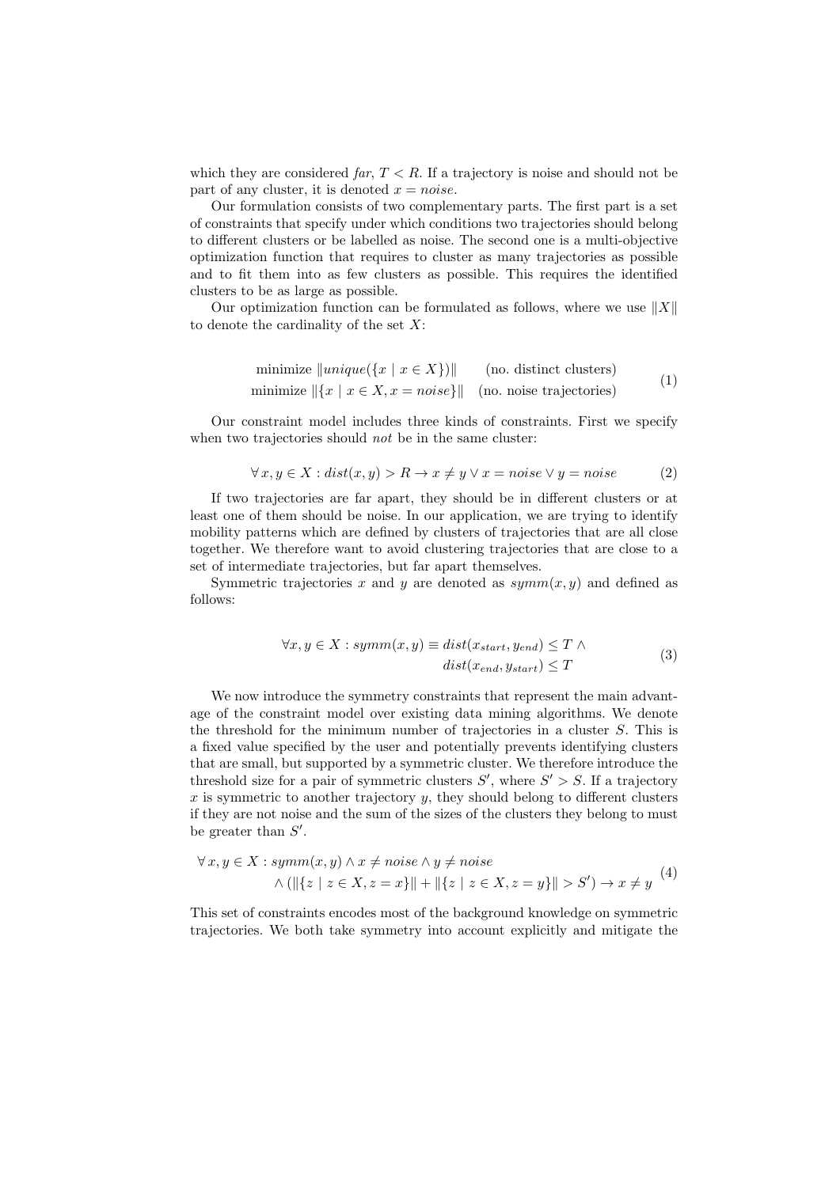which they are considered *far*, $T < R$. If a trajectory is noise and should not be part of any cluster, it is denoted $x = noise$.

Our formulation consists of two complementary parts. The first part is a set of constraints that specify under which conditions two trajectories should belong to different clusters or be labelled as noise. The second one is a multi-objective optimization function that requires to cluster as many trajectories as possible and to fit them into as few clusters as possible. This requires the identified clusters to be as large as possible.

Our optimization function can be formulated as follows, where we use $\|X\|$ to denote the cardinality of the set $X$:

$$\begin{aligned} \text{minimize } & \|unique(\{x \mid x \in X\})\| \quad \text{(no. distinct clusters)} \\ \text{minimize } & \|\{x \mid x \in X, x = noise\}\| \quad \text{(no. noise trajectories)} \end{aligned} \tag{1}$$

Our constraint model includes three kinds of constraints. First we specify when two trajectories should *not* be in the same cluster:

$$\forall\, x, y \in X : dist(x, y) > R \rightarrow x \neq y \vee x = noise \vee y = noise \tag{2}$$

If two trajectories are far apart, they should be in different clusters or at least one of them should be noise. In our application, we are trying to identify mobility patterns which are defined by clusters of trajectories that are all close together. We therefore want to avoid clustering trajectories that are close to a set of intermediate trajectories, but far apart themselves.

Symmetric trajectories $x$ and $y$ are denoted as $symm(x, y)$ and defined as follows:

$$\begin{aligned} \forall x, y \in X : symm(x, y) \equiv\ & dist(x_{start}, y_{end}) \leq T\ \wedge \\ & dist(x_{end}, y_{start}) \leq T \end{aligned} \tag{3}$$

We now introduce the symmetry constraints that represent the main advantage of the constraint model over existing data mining algorithms. We denote the threshold for the minimum number of trajectories in a cluster $S$. This is a fixed value specified by the user and potentially prevents identifying clusters that are small, but supported by a symmetric cluster. We therefore introduce the threshold size for a pair of symmetric clusters $S'$, where $S' > S$. If a trajectory $x$ is symmetric to another trajectory $y$, they should belong to different clusters if they are not noise and the sum of the sizes of the clusters they belong to must be greater than $S'$.

$$\begin{aligned} \forall\, x, y \in X : & symm(x, y) \wedge x \neq noise \wedge y \neq noise \\ & \wedge (\|\{z \mid z \in X, z = x\}\| + \|\{z \mid z \in X, z = y\}\| > S') \rightarrow x \neq y \end{aligned} \tag{4}$$

This set of constraints encodes most of the background knowledge on symmetric trajectories. We both take symmetry into account explicitly and mitigate the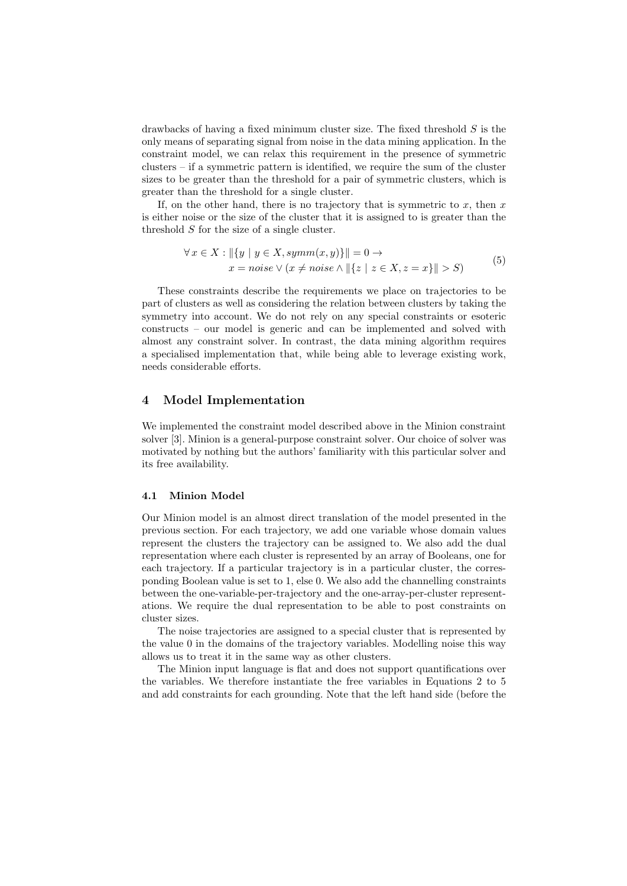drawbacks of having a fixed minimum cluster size. The fixed threshold $S$ is the only means of separating signal from noise in the data mining application. In the constraint model, we can relax this requirement in the presence of symmetric clusters – if a symmetric pattern is identified, we require the sum of the cluster sizes to be greater than the threshold for a pair of symmetric clusters, which is greater than the threshold for a single cluster.

If, on the other hand, there is no trajectory that is symmetric to $x$, then $x$ is either noise or the size of the cluster that it is assigned to is greater than the threshold $S$ for the size of a single cluster.

$$\begin{aligned} \forall\, x \in X : \|\{y \mid y \in X, \mathit{symm}(x, y)\}\| = 0 \rightarrow \\ x = \mathit{noise} \vee (x \neq \mathit{noise} \wedge \|\{z \mid z \in X, z = x\}\| > S) \end{aligned} \tag{5}$$

These constraints describe the requirements we place on trajectories to be part of clusters as well as considering the relation between clusters by taking the symmetry into account. We do not rely on any special constraints or esoteric constructs – our model is generic and can be implemented and solved with almost any constraint solver. In contrast, the data mining algorithm requires a specialised implementation that, while being able to leverage existing work, needs considerable efforts.

## 4 Model Implementation

We implemented the constraint model described above in the Minion constraint solver [3]. Minion is a general-purpose constraint solver. Our choice of solver was motivated by nothing but the authors' familiarity with this particular solver and its free availability.

### 4.1 Minion Model

Our Minion model is an almost direct translation of the model presented in the previous section. For each trajectory, we add one variable whose domain values represent the clusters the trajectory can be assigned to. We also add the dual representation where each cluster is represented by an array of Booleans, one for each trajectory. If a particular trajectory is in a particular cluster, the corresponding Boolean value is set to 1, else 0. We also add the channelling constraints between the one-variable-per-trajectory and the one-array-per-cluster representations. We require the dual representation to be able to post constraints on cluster sizes.

The noise trajectories are assigned to a special cluster that is represented by the value 0 in the domains of the trajectory variables. Modelling noise this way allows us to treat it in the same way as other clusters.

The Minion input language is flat and does not support quantifications over the variables. We therefore instantiate the free variables in Equations 2 to 5 and add constraints for each grounding. Note that the left hand side (before the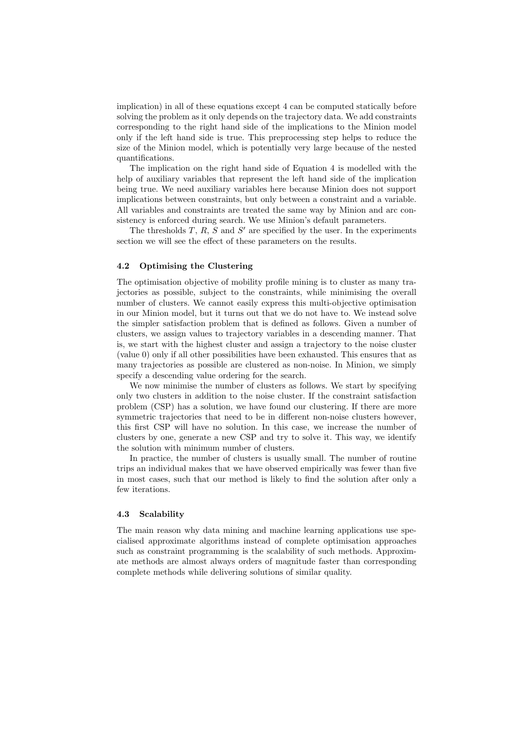implication) in all of these equations except 4 can be computed statically before solving the problem as it only depends on the trajectory data. We add constraints corresponding to the right hand side of the implications to the Minion model only if the left hand side is true. This preprocessing step helps to reduce the size of the Minion model, which is potentially very large because of the nested quantifications.

The implication on the right hand side of Equation 4 is modelled with the help of auxiliary variables that represent the left hand side of the implication being true. We need auxiliary variables here because Minion does not support implications between constraints, but only between a constraint and a variable. All variables and constraints are treated the same way by Minion and arc consistency is enforced during search. We use Minion's default parameters.

The thresholds $T$, $R$, $S$ and $S'$ are specified by the user. In the experiments section we will see the effect of these parameters on the results.

### 4.2 Optimising the Clustering

The optimisation objective of mobility profile mining is to cluster as many trajectories as possible, subject to the constraints, while minimising the overall number of clusters. We cannot easily express this multi-objective optimisation in our Minion model, but it turns out that we do not have to. We instead solve the simpler satisfaction problem that is defined as follows. Given a number of clusters, we assign values to trajectory variables in a descending manner. That is, we start with the highest cluster and assign a trajectory to the noise cluster (value 0) only if all other possibilities have been exhausted. This ensures that as many trajectories as possible are clustered as non-noise. In Minion, we simply specify a descending value ordering for the search.

We now minimise the number of clusters as follows. We start by specifying only two clusters in addition to the noise cluster. If the constraint satisfaction problem (CSP) has a solution, we have found our clustering. If there are more symmetric trajectories that need to be in different non-noise clusters however, this first CSP will have no solution. In this case, we increase the number of clusters by one, generate a new CSP and try to solve it. This way, we identify the solution with minimum number of clusters.

In practice, the number of clusters is usually small. The number of routine trips an individual makes that we have observed empirically was fewer than five in most cases, such that our method is likely to find the solution after only a few iterations.

### 4.3 Scalability

The main reason why data mining and machine learning applications use specialised approximate algorithms instead of complete optimisation approaches such as constraint programming is the scalability of such methods. Approximate methods are almost always orders of magnitude faster than corresponding complete methods while delivering solutions of similar quality.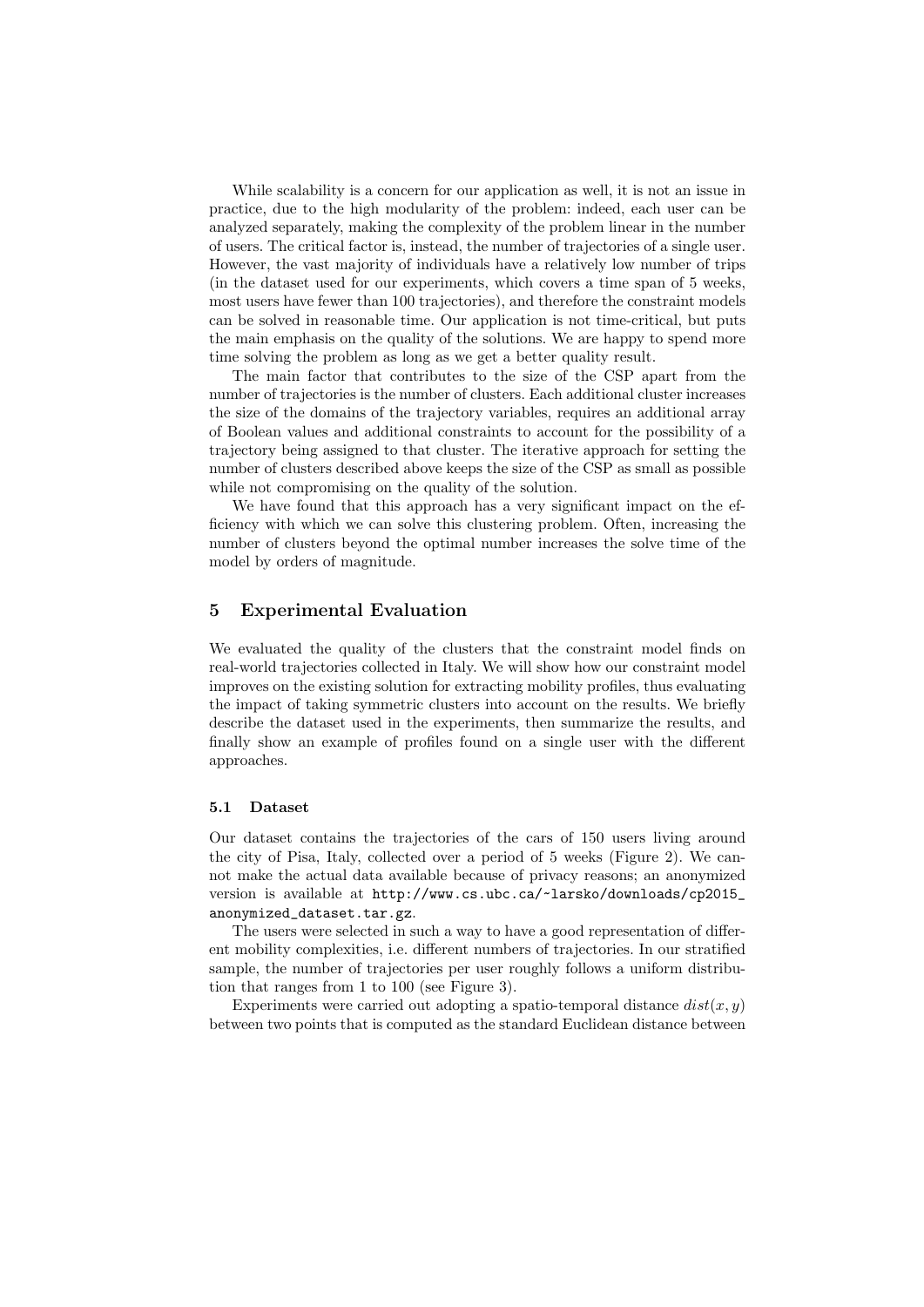While scalability is a concern for our application as well, it is not an issue in practice, due to the high modularity of the problem: indeed, each user can be analyzed separately, making the complexity of the problem linear in the number of users. The critical factor is, instead, the number of trajectories of a single user. However, the vast majority of individuals have a relatively low number of trips (in the dataset used for our experiments, which covers a time span of 5 weeks, most users have fewer than 100 trajectories), and therefore the constraint models can be solved in reasonable time. Our application is not time-critical, but puts the main emphasis on the quality of the solutions. We are happy to spend more time solving the problem as long as we get a better quality result.

The main factor that contributes to the size of the CSP apart from the number of trajectories is the number of clusters. Each additional cluster increases the size of the domains of the trajectory variables, requires an additional array of Boolean values and additional constraints to account for the possibility of a trajectory being assigned to that cluster. The iterative approach for setting the number of clusters described above keeps the size of the CSP as small as possible while not compromising on the quality of the solution.

We have found that this approach has a very significant impact on the efficiency with which we can solve this clustering problem. Often, increasing the number of clusters beyond the optimal number increases the solve time of the model by orders of magnitude.

## 5 Experimental Evaluation

We evaluated the quality of the clusters that the constraint model finds on real-world trajectories collected in Italy. We will show how our constraint model improves on the existing solution for extracting mobility profiles, thus evaluating the impact of taking symmetric clusters into account on the results. We briefly describe the dataset used in the experiments, then summarize the results, and finally show an example of profiles found on a single user with the different approaches.

### 5.1 Dataset

Our dataset contains the trajectories of the cars of 150 users living around the city of Pisa, Italy, collected over a period of 5 weeks (Figure 2). We cannot make the actual data available because of privacy reasons; an anonymized version is available at `http://www.cs.ubc.ca/~larsko/downloads/cp2015_anonymized_dataset.tar.gz`.

The users were selected in such a way to have a good representation of different mobility complexities, i.e. different numbers of trajectories. In our stratified sample, the number of trajectories per user roughly follows a uniform distribution that ranges from 1 to 100 (see Figure 3).

Experiments were carried out adopting a spatio-temporal distance $dist(x, y)$ between two points that is computed as the standard Euclidean distance between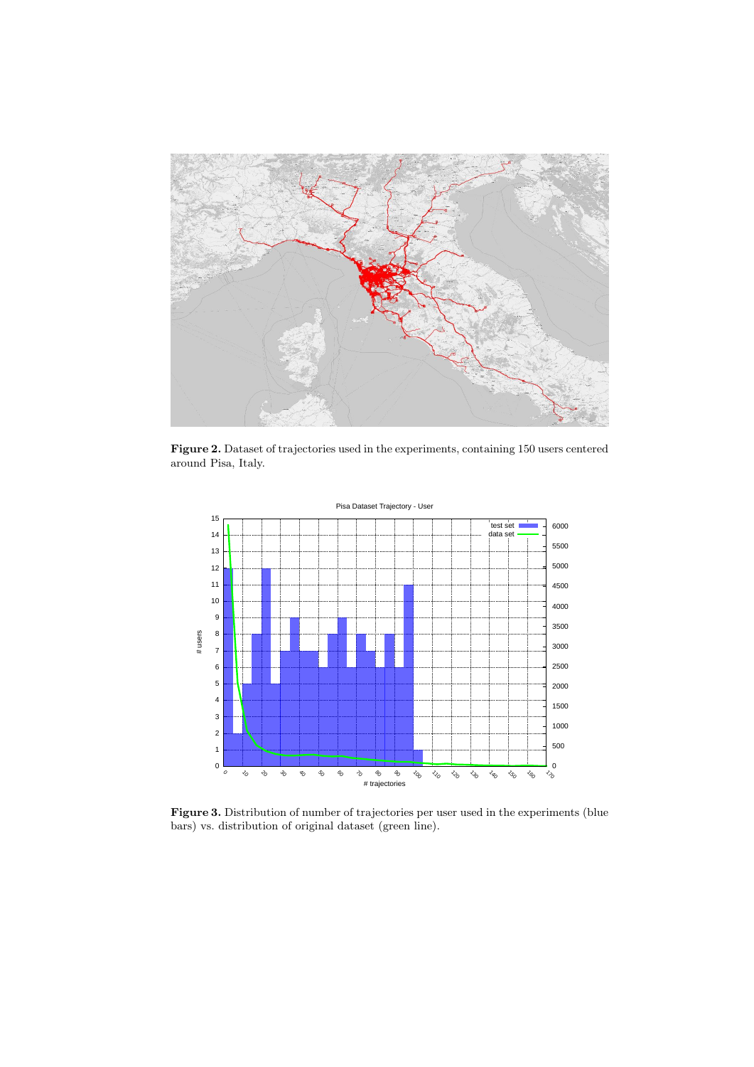**Figure 2.** Dataset of trajectories used in the experiments, containing 150 users centered around Pisa, Italy.

**Figure 3.** Distribution of number of trajectories per user used in the experiments (blue bars) vs. distribution of original dataset (green line).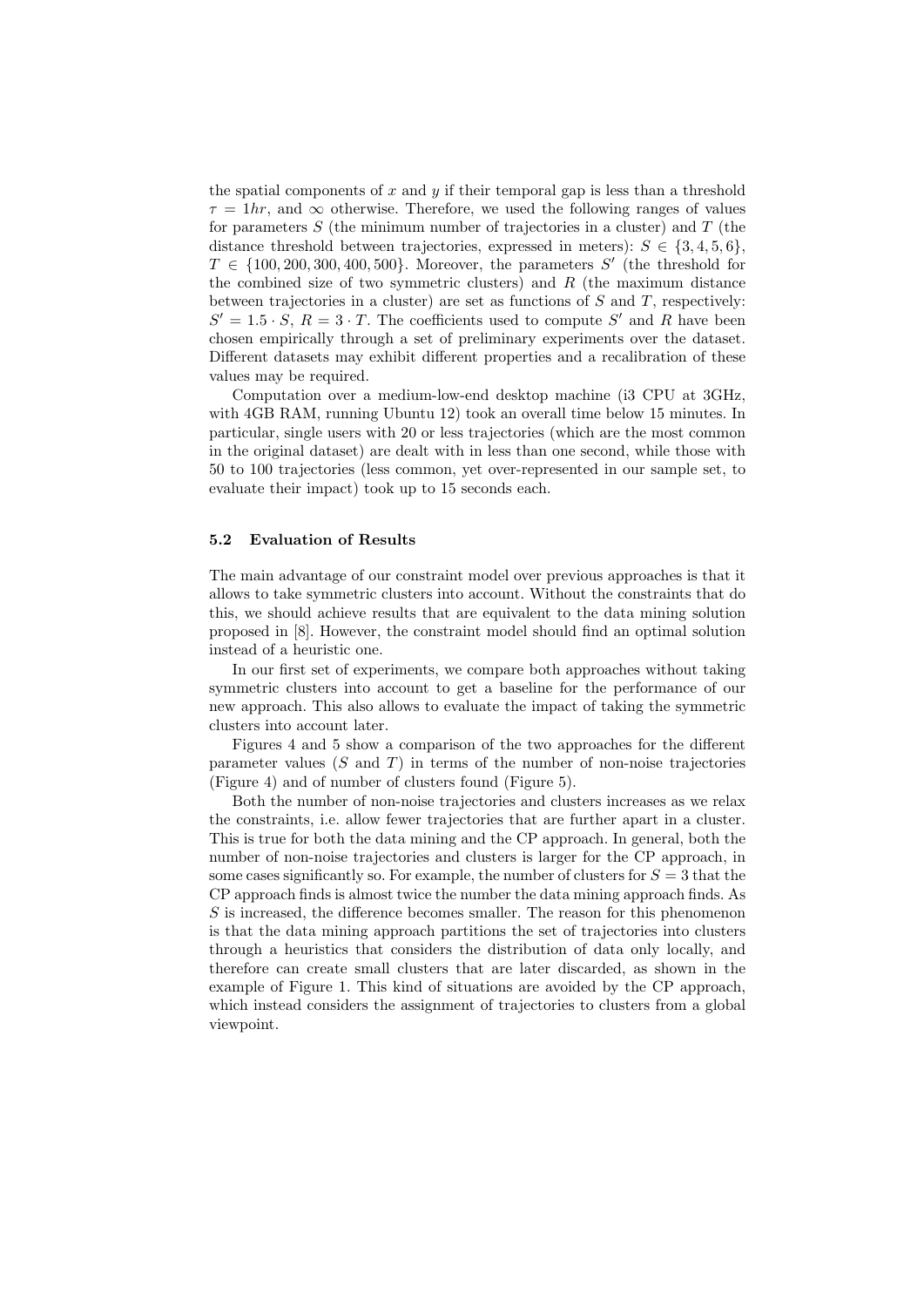the spatial components of $x$ and $y$ if their temporal gap is less than a threshold $\tau = 1hr$, and $\infty$ otherwise. Therefore, we used the following ranges of values for parameters $S$ (the minimum number of trajectories in a cluster) and $T$ (the distance threshold between trajectories, expressed in meters): $S \in \{3, 4, 5, 6\}$, $T \in \{100, 200, 300, 400, 500\}$. Moreover, the parameters $S'$ (the threshold for the combined size of two symmetric clusters) and $R$ (the maximum distance between trajectories in a cluster) are set as functions of $S$ and $T$, respectively: $S' = 1.5 \cdot S$, $R = 3 \cdot T$. The coefficients used to compute $S'$ and $R$ have been chosen empirically through a set of preliminary experiments over the dataset. Different datasets may exhibit different properties and a recalibration of these values may be required.

Computation over a medium-low-end desktop machine (i3 CPU at 3GHz, with 4GB RAM, running Ubuntu 12) took an overall time below 15 minutes. In particular, single users with 20 or less trajectories (which are the most common in the original dataset) are dealt with in less than one second, while those with 50 to 100 trajectories (less common, yet over-represented in our sample set, to evaluate their impact) took up to 15 seconds each.

### 5.2 Evaluation of Results

The main advantage of our constraint model over previous approaches is that it allows to take symmetric clusters into account. Without the constraints that do this, we should achieve results that are equivalent to the data mining solution proposed in [8]. However, the constraint model should find an optimal solution instead of a heuristic one.

In our first set of experiments, we compare both approaches without taking symmetric clusters into account to get a baseline for the performance of our new approach. This also allows to evaluate the impact of taking the symmetric clusters into account later.

Figures 4 and 5 show a comparison of the two approaches for the different parameter values ($S$ and $T$) in terms of the number of non-noise trajectories (Figure 4) and of number of clusters found (Figure 5).

Both the number of non-noise trajectories and clusters increases as we relax the constraints, i.e. allow fewer trajectories that are further apart in a cluster. This is true for both the data mining and the CP approach. In general, both the number of non-noise trajectories and clusters is larger for the CP approach, in some cases significantly so. For example, the number of clusters for $S = 3$ that the CP approach finds is almost twice the number the data mining approach finds. As $S$ is increased, the difference becomes smaller. The reason for this phenomenon is that the data mining approach partitions the set of trajectories into clusters through a heuristics that considers the distribution of data only locally, and therefore can create small clusters that are later discarded, as shown in the example of Figure 1. This kind of situations are avoided by the CP approach, which instead considers the assignment of trajectories to clusters from a global viewpoint.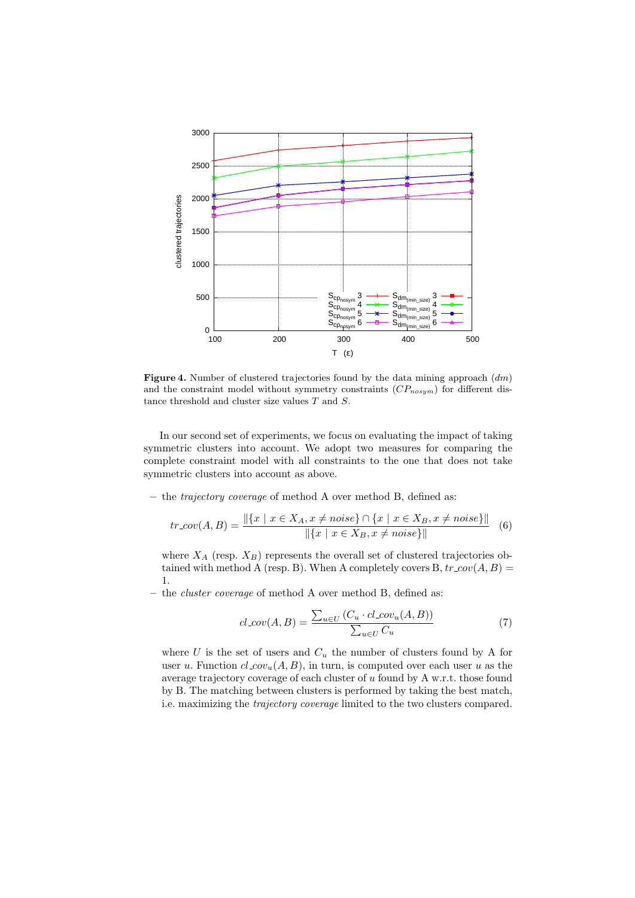**Figure 4.** Number of clustered trajectories found by the data mining approach ($dm$) and the constraint model without symmetry constraints ($CP_{nosym}$) for different distance threshold and cluster size values $T$ and $S$.

In our second set of experiments, we focus on evaluating the impact of taking symmetric clusters into account. We adopt two measures for comparing the complete constraint model with all constraints to the one that does not take symmetric clusters into account as above.

– the *trajectory coverage* of method A over method B, defined as:

$$tr\_cov(A, B) = \frac{\|\{x \mid x \in X_A, x \neq noise\} \cap \{x \mid x \in X_B, x \neq noise\}\|}{\|\{x \mid x \in X_B, x \neq noise\}\|} \quad (6)$$

where $X_A$ (resp. $X_B$) represents the overall set of clustered trajectories obtained with method A (resp. B). When A completely covers B, $tr\_cov(A, B) = 1$.

– the *cluster coverage* of method A over method B, defined as:

$$cl\_cov(A, B) = \frac{\sum_{u \in U} (C_u \cdot cl\_cov_u(A, B))}{\sum_{u \in U} C_u} \quad (7)$$

where $U$ is the set of users and $C_u$ the number of clusters found by A for user $u$. Function $cl\_cov_u(A, B)$, in turn, is computed over each user $u$ as the average trajectory coverage of each cluster of $u$ found by A w.r.t. those found by B. The matching between clusters is performed by taking the best match, i.e. maximizing the *trajectory coverage* limited to the two clusters compared.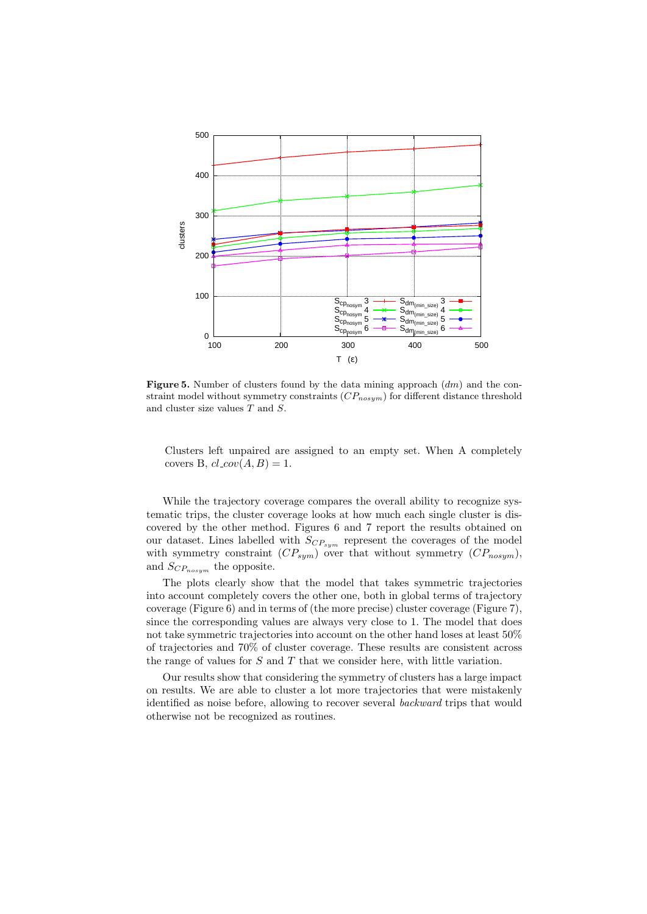**Figure 5.** Number of clusters found by the data mining approach ($dm$) and the constraint model without symmetry constraints ($CP_{nosym}$) for different distance threshold and cluster size values $T$ and $S$.

Clusters left unpaired are assigned to an empty set. When A completely covers B, $cl\_cov(A, B) = 1$.

While the trajectory coverage compares the overall ability to recognize systematic trips, the cluster coverage looks at how much each single cluster is discovered by the other method. Figures 6 and 7 report the results obtained on our dataset. Lines labelled with $S_{CP_{sym}}$ represent the coverages of the model with symmetry constraint ($CP_{sym}$) over that without symmetry ($CP_{nosym}$), and $S_{CP_{nosym}}$ the opposite.

The plots clearly show that the model that takes symmetric trajectories into account completely covers the other one, both in global terms of trajectory coverage (Figure 6) and in terms of (the more precise) cluster coverage (Figure 7), since the corresponding values are always very close to 1. The model that does not take symmetric trajectories into account on the other hand loses at least 50% of trajectories and 70% of cluster coverage. These results are consistent across the range of values for $S$ and $T$ that we consider here, with little variation.

Our results show that considering the symmetry of clusters has a large impact on results. We are able to cluster a lot more trajectories that were mistakenly identified as noise before, allowing to recover several *backward* trips that would otherwise not be recognized as routines.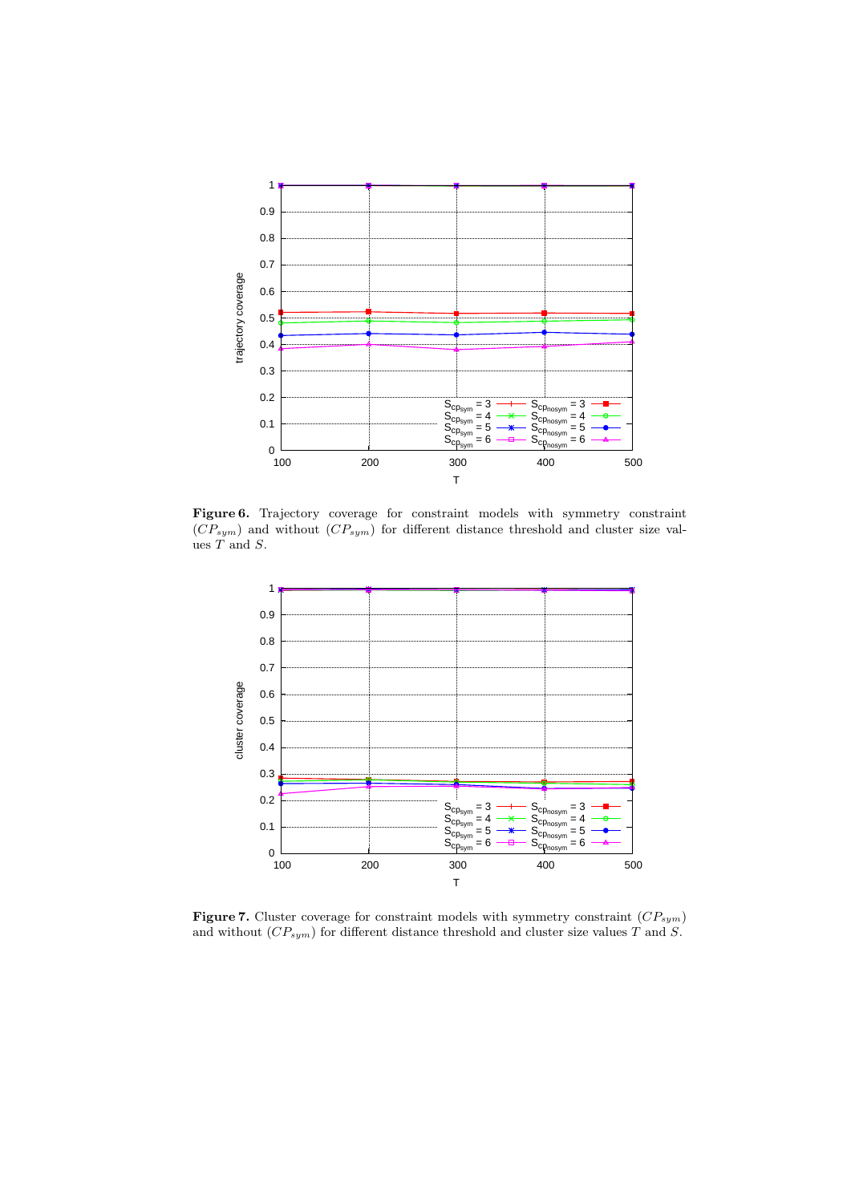**Figure 6.** Trajectory coverage for constraint models with symmetry constraint ($CP_{sym}$) and without ($CP_{sym}$) for different distance threshold and cluster size values $T$ and $S$.

**Figure 7.** Cluster coverage for constraint models with symmetry constraint ($CP_{sym}$) and without ($CP_{sym}$) for different distance threshold and cluster size values $T$ and $S$.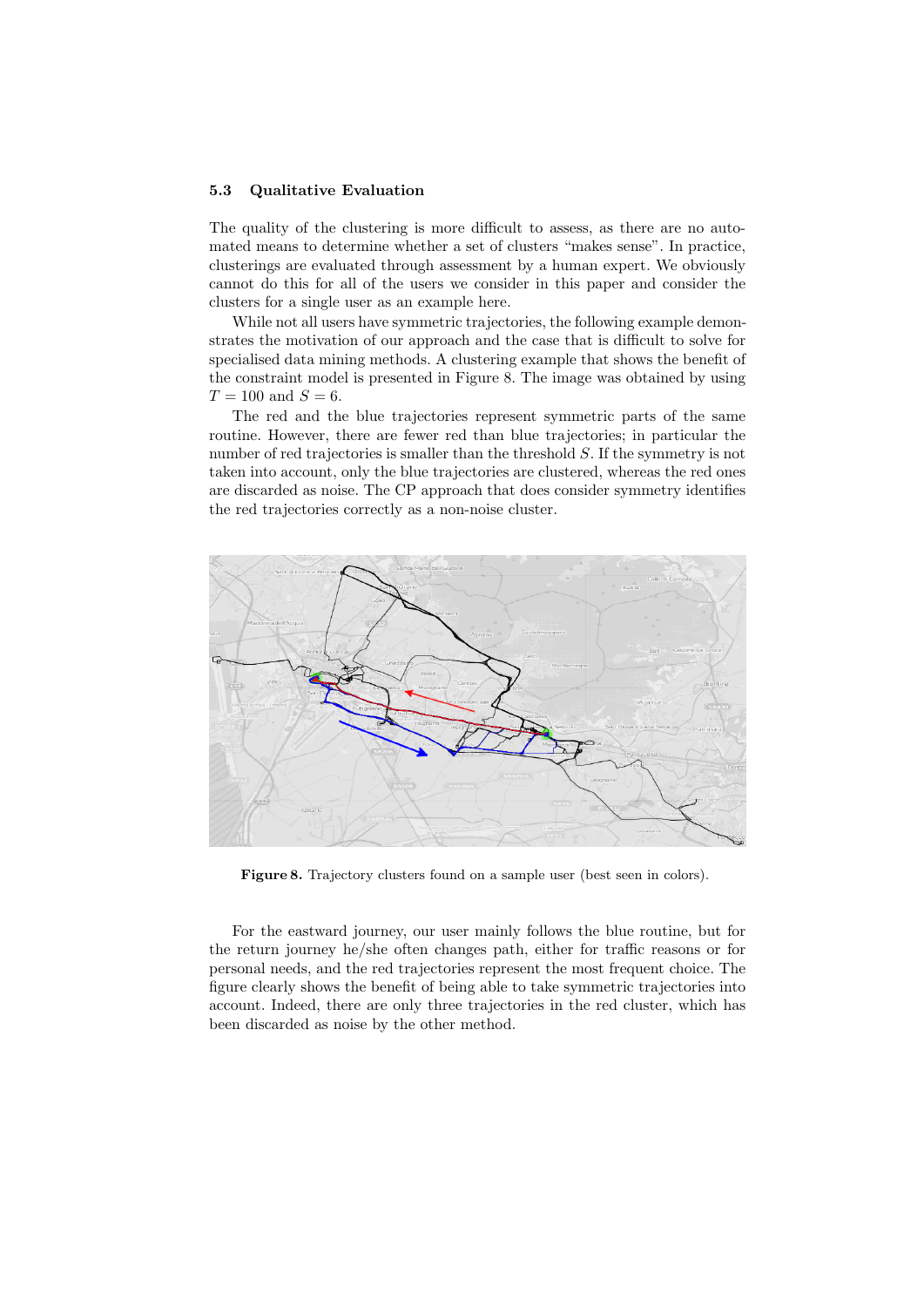### 5.3 Qualitative Evaluation

The quality of the clustering is more difficult to assess, as there are no automated means to determine whether a set of clusters "makes sense". In practice, clusterings are evaluated through assessment by a human expert. We obviously cannot do this for all of the users we consider in this paper and consider the clusters for a single user as an example here.

While not all users have symmetric trajectories, the following example demonstrates the motivation of our approach and the case that is difficult to solve for specialised data mining methods. A clustering example that shows the benefit of the constraint model is presented in Figure 8. The image was obtained by using $T = 100$ and $S = 6$.

The red and the blue trajectories represent symmetric parts of the same routine. However, there are fewer red than blue trajectories; in particular the number of red trajectories is smaller than the threshold $S$. If the symmetry is not taken into account, only the blue trajectories are clustered, whereas the red ones are discarded as noise. The CP approach that does consider symmetry identifies the red trajectories correctly as a non-noise cluster.

**Figure 8.** Trajectory clusters found on a sample user (best seen in colors).

For the eastward journey, our user mainly follows the blue routine, but for the return journey he/she often changes path, either for traffic reasons or for personal needs, and the red trajectories represent the most frequent choice. The figure clearly shows the benefit of being able to take symmetric trajectories into account. Indeed, there are only three trajectories in the red cluster, which has been discarded as noise by the other method.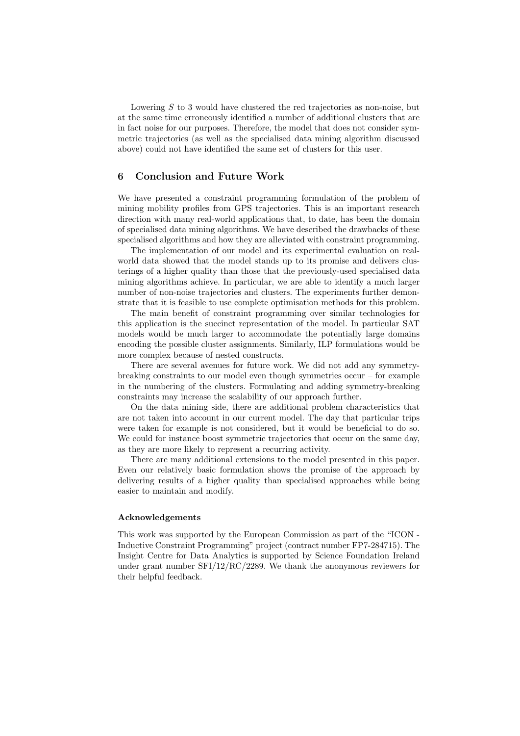Lowering $S$ to 3 would have clustered the red trajectories as non-noise, but at the same time erroneously identified a number of additional clusters that are in fact noise for our purposes. Therefore, the model that does not consider symmetric trajectories (as well as the specialised data mining algorithm discussed above) could not have identified the same set of clusters for this user.

## 6 Conclusion and Future Work

We have presented a constraint programming formulation of the problem of mining mobility profiles from GPS trajectories. This is an important research direction with many real-world applications that, to date, has been the domain of specialised data mining algorithms. We have described the drawbacks of these specialised algorithms and how they are alleviated with constraint programming.

The implementation of our model and its experimental evaluation on real-world data showed that the model stands up to its promise and delivers clusterings of a higher quality than those that the previously-used specialised data mining algorithms achieve. In particular, we are able to identify a much larger number of non-noise trajectories and clusters. The experiments further demonstrate that it is feasible to use complete optimisation methods for this problem.

The main benefit of constraint programming over similar technologies for this application is the succinct representation of the model. In particular SAT models would be much larger to accommodate the potentially large domains encoding the possible cluster assignments. Similarly, ILP formulations would be more complex because of nested constructs.

There are several avenues for future work. We did not add any symmetry-breaking constraints to our model even though symmetries occur – for example in the numbering of the clusters. Formulating and adding symmetry-breaking constraints may increase the scalability of our approach further.

On the data mining side, there are additional problem characteristics that are not taken into account in our current model. The day that particular trips were taken for example is not considered, but it would be beneficial to do so. We could for instance boost symmetric trajectories that occur on the same day, as they are more likely to represent a recurring activity.

There are many additional extensions to the model presented in this paper. Even our relatively basic formulation shows the promise of the approach by delivering results of a higher quality than specialised approaches while being easier to maintain and modify.

### Acknowledgements

This work was supported by the European Commission as part of the "ICON - Inductive Constraint Programming" project (contract number FP7-284715). The Insight Centre for Data Analytics is supported by Science Foundation Ireland under grant number SFI/12/RC/2289. We thank the anonymous reviewers for their helpful feedback.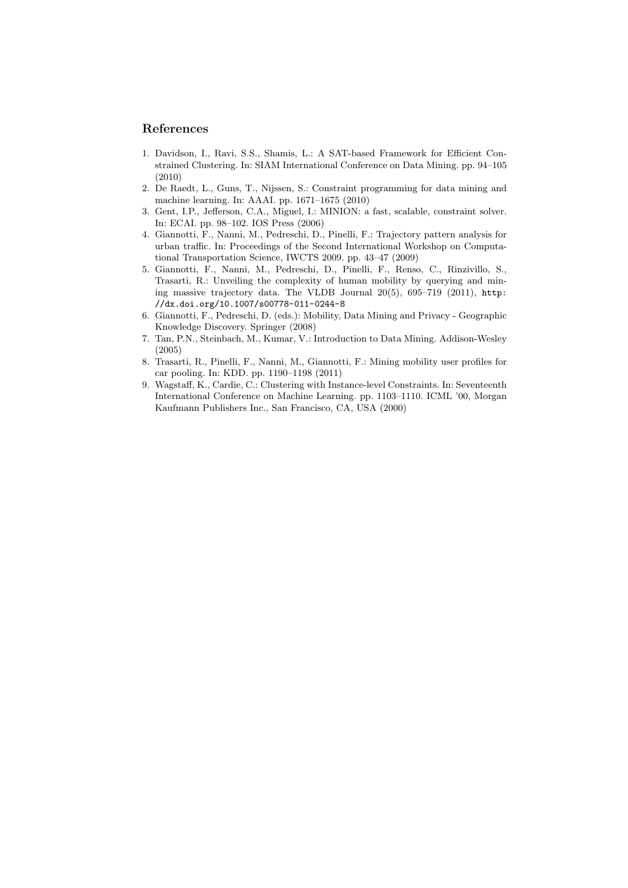## References

1. Davidson, I., Ravi, S.S., Shamis, L.: A SAT-based Framework for Efficient Constrained Clustering. In: SIAM International Conference on Data Mining. pp. 94–105 (2010)
2. De Raedt, L., Guns, T., Nijssen, S.: Constraint programming for data mining and machine learning. In: AAAI. pp. 1671–1675 (2010)
3. Gent, I.P., Jefferson, C.A., Miguel, I.: MINION: a fast, scalable, constraint solver. In: ECAI. pp. 98–102. IOS Press (2006)
4. Giannotti, F., Nanni, M., Pedreschi, D., Pinelli, F.: Trajectory pattern analysis for urban traffic. In: Proceedings of the Second International Workshop on Computational Transportation Science, IWCTS 2009. pp. 43–47 (2009)
5. Giannotti, F., Nanni, M., Pedreschi, D., Pinelli, F., Renso, C., Rinzivillo, S., Trasarti, R.: Unveiling the complexity of human mobility by querying and mining massive trajectory data. The VLDB Journal 20(5), 695–719 (2011), `http://dx.doi.org/10.1007/s00778-011-0244-8`
6. Giannotti, F., Pedreschi, D. (eds.): Mobility, Data Mining and Privacy - Geographic Knowledge Discovery. Springer (2008)
7. Tan, P.N., Steinbach, M., Kumar, V.: Introduction to Data Mining. Addison-Wesley (2005)
8. Trasarti, R., Pinelli, F., Nanni, M., Giannotti, F.: Mining mobility user profiles for car pooling. In: KDD. pp. 1190–1198 (2011)
9. Wagstaff, K., Cardie, C.: Clustering with Instance-level Constraints. In: Seventeenth International Conference on Machine Learning. pp. 1103–1110. ICML '00, Morgan Kaufmann Publishers Inc., San Francisco, CA, USA (2000)